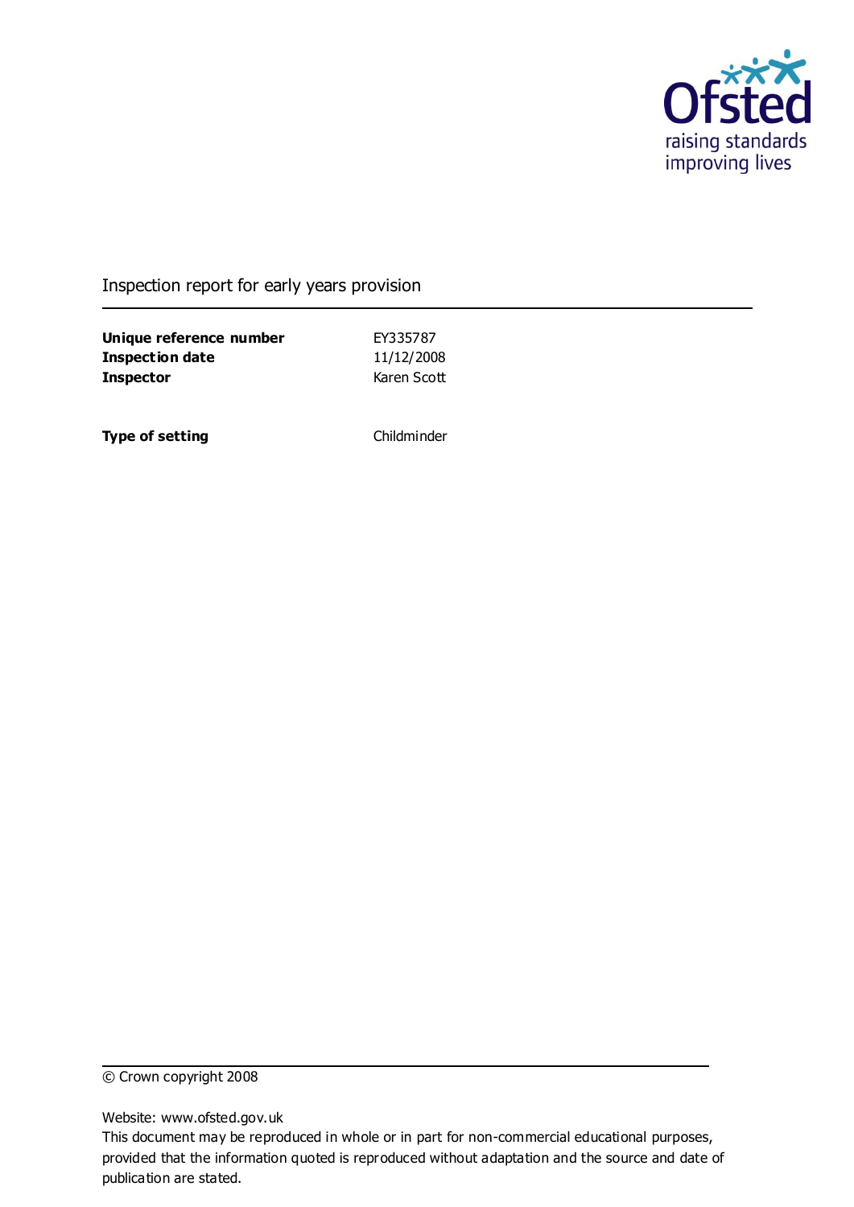Ofsted
raising standards
improving lives

Inspection report for early years provision

| | |
|---|---|
| **Unique reference number** | EY335787 |
| **Inspection date** | 11/12/2008 |
| **Inspector** | Karen Scott |
| | |
| **Type of setting** | Childminder |

© Crown copyright 2008

Website: www.ofsted.gov.uk
This document may be reproduced in whole or in part for non-commercial educational purposes, provided that the information quoted is reproduced without adaptation and the source and date of publication are stated.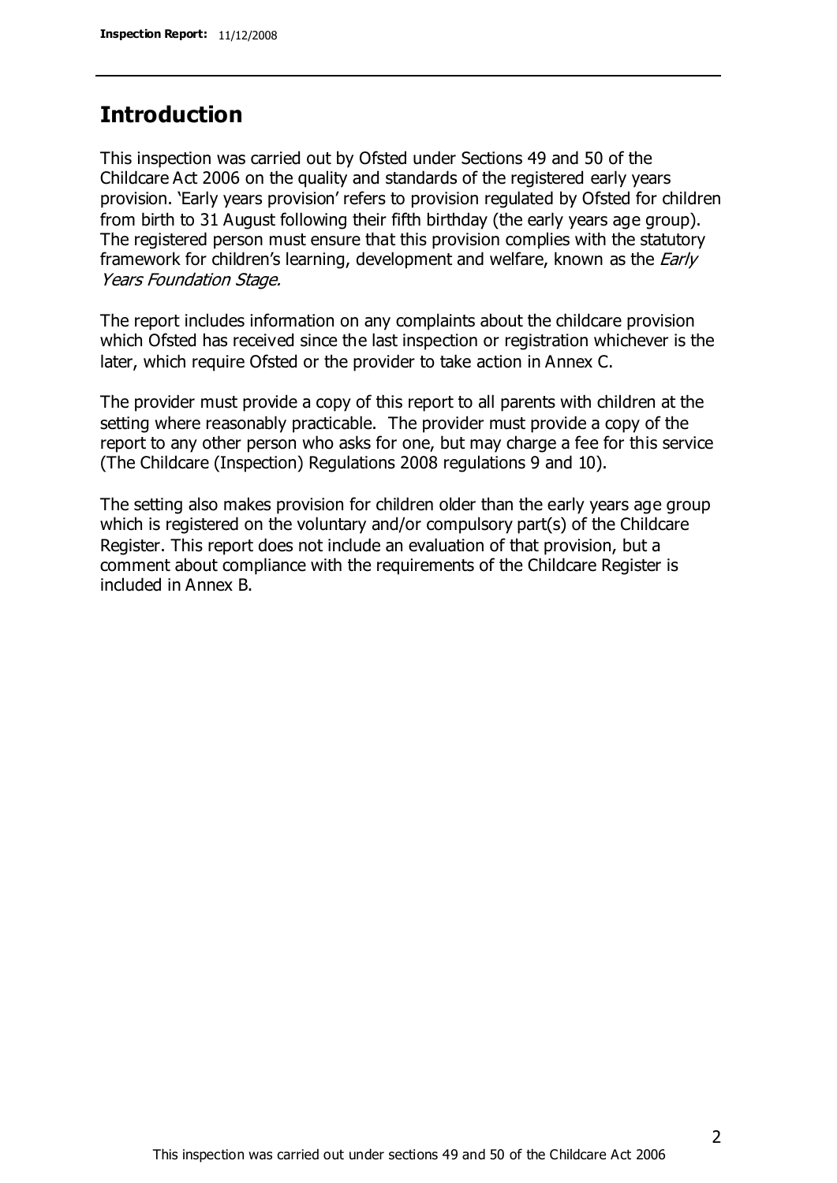## Introduction

This inspection was carried out by Ofsted under Sections 49 and 50 of the Childcare Act 2006 on the quality and standards of the registered early years provision. 'Early years provision' refers to provision regulated by Ofsted for children from birth to 31 August following their fifth birthday (the early years age group). The registered person must ensure that this provision complies with the statutory framework for children's learning, development and welfare, known as the *Early Years Foundation Stage.*

The report includes information on any complaints about the childcare provision which Ofsted has received since the last inspection or registration whichever is the later, which require Ofsted or the provider to take action in Annex C.

The provider must provide a copy of this report to all parents with children at the setting where reasonably practicable. The provider must provide a copy of the report to any other person who asks for one, but may charge a fee for this service (The Childcare (Inspection) Regulations 2008 regulations 9 and 10).

The setting also makes provision for children older than the early years age group which is registered on the voluntary and/or compulsory part(s) of the Childcare Register. This report does not include an evaluation of that provision, but a comment about compliance with the requirements of the Childcare Register is included in Annex B.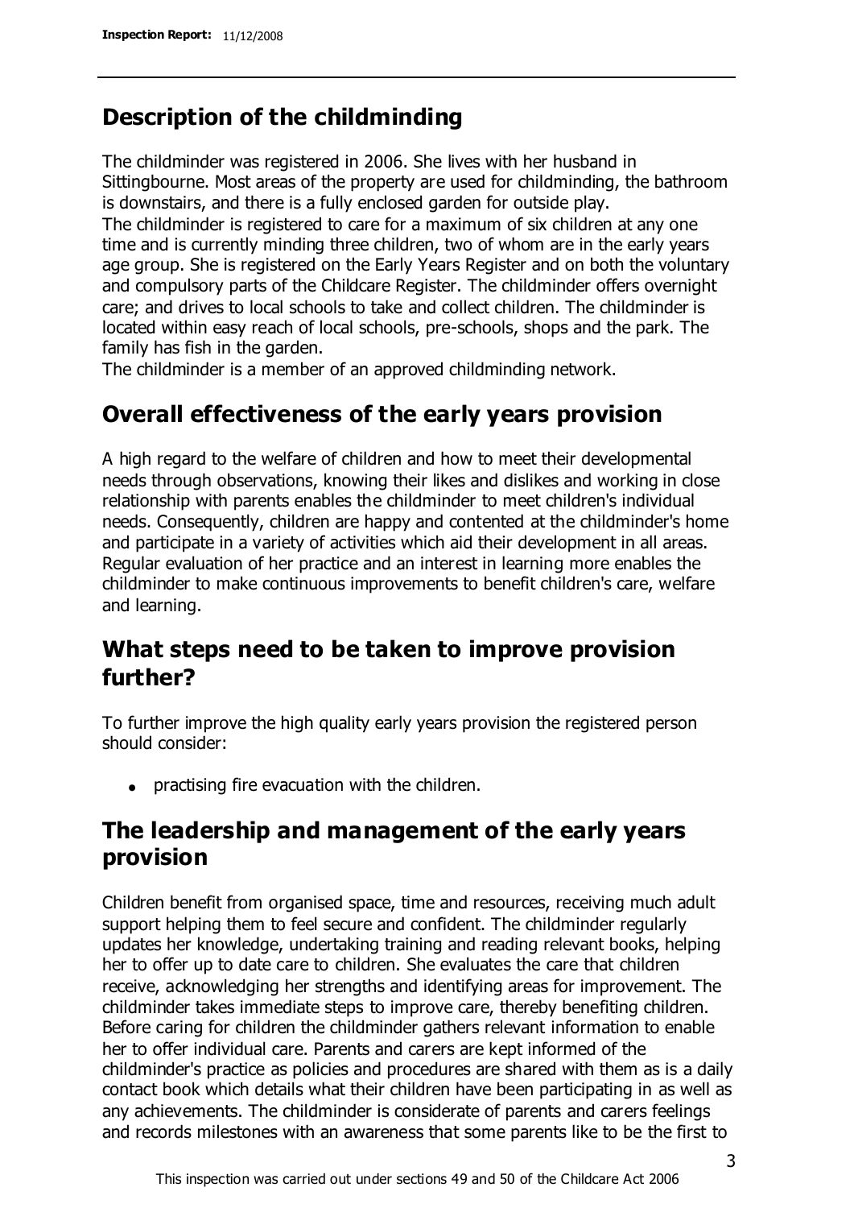## Description of the childminding

The childminder was registered in 2006. She lives with her husband in Sittingbourne. Most areas of the property are used for childminding, the bathroom is downstairs, and there is a fully enclosed garden for outside play.
The childminder is registered to care for a maximum of six children at any one time and is currently minding three children, two of whom are in the early years age group. She is registered on the Early Years Register and on both the voluntary and compulsory parts of the Childcare Register. The childminder offers overnight care; and drives to local schools to take and collect children. The childminder is located within easy reach of local schools, pre-schools, shops and the park. The family has fish in the garden.
The childminder is a member of an approved childminding network.

## Overall effectiveness of the early years provision

A high regard to the welfare of children and how to meet their developmental needs through observations, knowing their likes and dislikes and working in close relationship with parents enables the childminder to meet children's individual needs. Consequently, children are happy and contented at the childminder's home and participate in a variety of activities which aid their development in all areas. Regular evaluation of her practice and an interest in learning more enables the childminder to make continuous improvements to benefit children's care, welfare and learning.

## What steps need to be taken to improve provision further?

To further improve the high quality early years provision the registered person should consider:

- practising fire evacuation with the children.

## The leadership and management of the early years provision

Children benefit from organised space, time and resources, receiving much adult support helping them to feel secure and confident. The childminder regularly updates her knowledge, undertaking training and reading relevant books, helping her to offer up to date care to children. She evaluates the care that children receive, acknowledging her strengths and identifying areas for improvement. The childminder takes immediate steps to improve care, thereby benefiting children. Before caring for children the childminder gathers relevant information to enable her to offer individual care. Parents and carers are kept informed of the childminder's practice as policies and procedures are shared with them as is a daily contact book which details what their children have been participating in as well as any achievements. The childminder is considerate of parents and carers feelings and records milestones with an awareness that some parents like to be the first to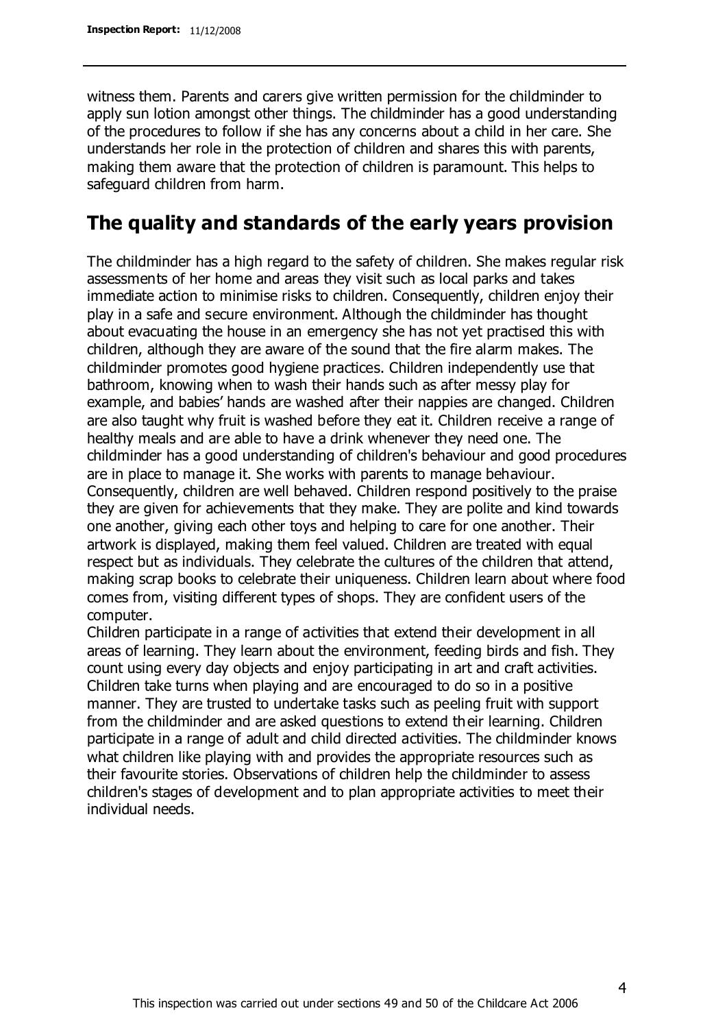witness them. Parents and carers give written permission for the childminder to apply sun lotion amongst other things. The childminder has a good understanding of the procedures to follow if she has any concerns about a child in her care. She understands her role in the protection of children and shares this with parents, making them aware that the protection of children is paramount. This helps to safeguard children from harm.

## The quality and standards of the early years provision

The childminder has a high regard to the safety of children. She makes regular risk assessments of her home and areas they visit such as local parks and takes immediate action to minimise risks to children. Consequently, children enjoy their play in a safe and secure environment. Although the childminder has thought about evacuating the house in an emergency she has not yet practised this with children, although they are aware of the sound that the fire alarm makes. The childminder promotes good hygiene practices. Children independently use that bathroom, knowing when to wash their hands such as after messy play for example, and babies' hands are washed after their nappies are changed. Children are also taught why fruit is washed before they eat it. Children receive a range of healthy meals and are able to have a drink whenever they need one. The childminder has a good understanding of children's behaviour and good procedures are in place to manage it. She works with parents to manage behaviour. Consequently, children are well behaved. Children respond positively to the praise they are given for achievements that they make. They are polite and kind towards one another, giving each other toys and helping to care for one another. Their artwork is displayed, making them feel valued. Children are treated with equal respect but as individuals. They celebrate the cultures of the children that attend, making scrap books to celebrate their uniqueness. Children learn about where food comes from, visiting different types of shops. They are confident users of the computer.

Children participate in a range of activities that extend their development in all areas of learning. They learn about the environment, feeding birds and fish. They count using every day objects and enjoy participating in art and craft activities. Children take turns when playing and are encouraged to do so in a positive manner. They are trusted to undertake tasks such as peeling fruit with support from the childminder and are asked questions to extend their learning. Children participate in a range of adult and child directed activities. The childminder knows what children like playing with and provides the appropriate resources such as their favourite stories. Observations of children help the childminder to assess children's stages of development and to plan appropriate activities to meet their individual needs.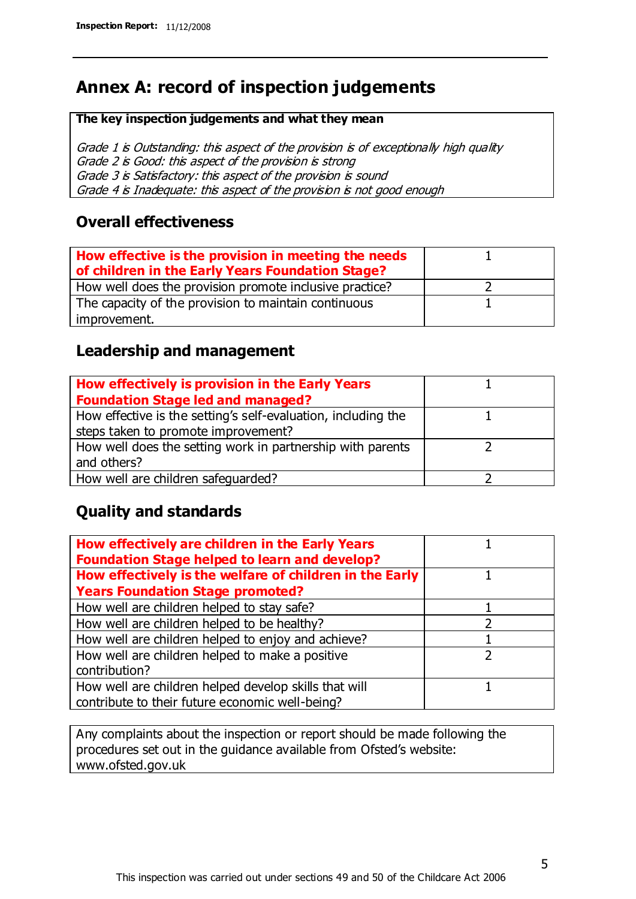# Annex A: record of inspection judgements

**The key inspection judgements and what they mean**

*Grade 1 is Outstanding: this aspect of the provision is of exceptionally high quality*
*Grade 2 is Good: this aspect of the provision is strong*
*Grade 3 is Satisfactory: this aspect of the provision is sound*
*Grade 4 is Inadequate: this aspect of the provision is not good enough*

## Overall effectiveness

| | |
|---|---|
| **How effective is the provision in meeting the needs of children in the Early Years Foundation Stage?** | 1 |
| How well does the provision promote inclusive practice? | 2 |
| The capacity of the provision to maintain continuous improvement. | 1 |

## Leadership and management

| | |
|---|---|
| **How effectively is provision in the Early Years Foundation Stage led and managed?** | 1 |
| How effective is the setting's self-evaluation, including the steps taken to promote improvement? | 1 |
| How well does the setting work in partnership with parents and others? | 2 |
| How well are children safeguarded? | 2 |

## Quality and standards

| | |
|---|---|
| **How effectively are children in the Early Years Foundation Stage helped to learn and develop?** | 1 |
| **How effectively is the welfare of children in the Early Years Foundation Stage promoted?** | 1 |
| How well are children helped to stay safe? | 1 |
| How well are children helped to be healthy? | 2 |
| How well are children helped to enjoy and achieve? | 1 |
| How well are children helped to make a positive contribution? | 2 |
| How well are children helped develop skills that will contribute to their future economic well-being? | 1 |

Any complaints about the inspection or report should be made following the procedures set out in the guidance available from Ofsted's website: www.ofsted.gov.uk

This inspection was carried out under sections 49 and 50 of the Childcare Act 2006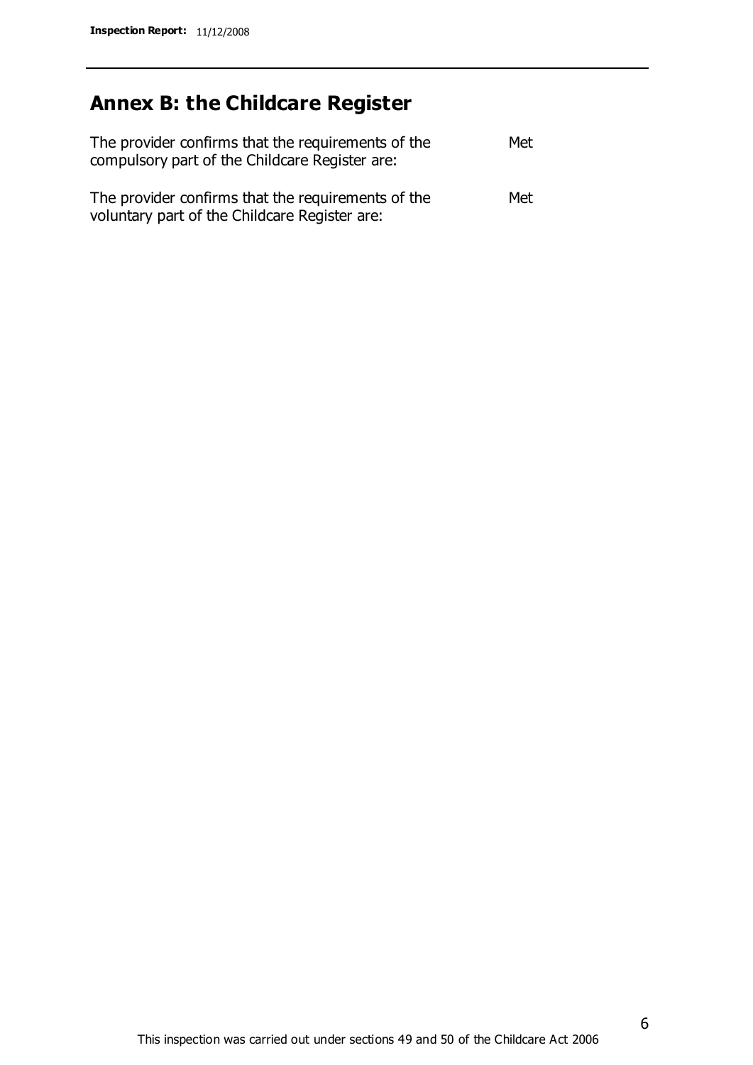## Annex B: the Childcare Register

| | |
|---|---|
| The provider confirms that the requirements of the compulsory part of the Childcare Register are: | Met |
| The provider confirms that the requirements of the voluntary part of the Childcare Register are: | Met |

This inspection was carried out under sections 49 and 50 of the Childcare Act 2006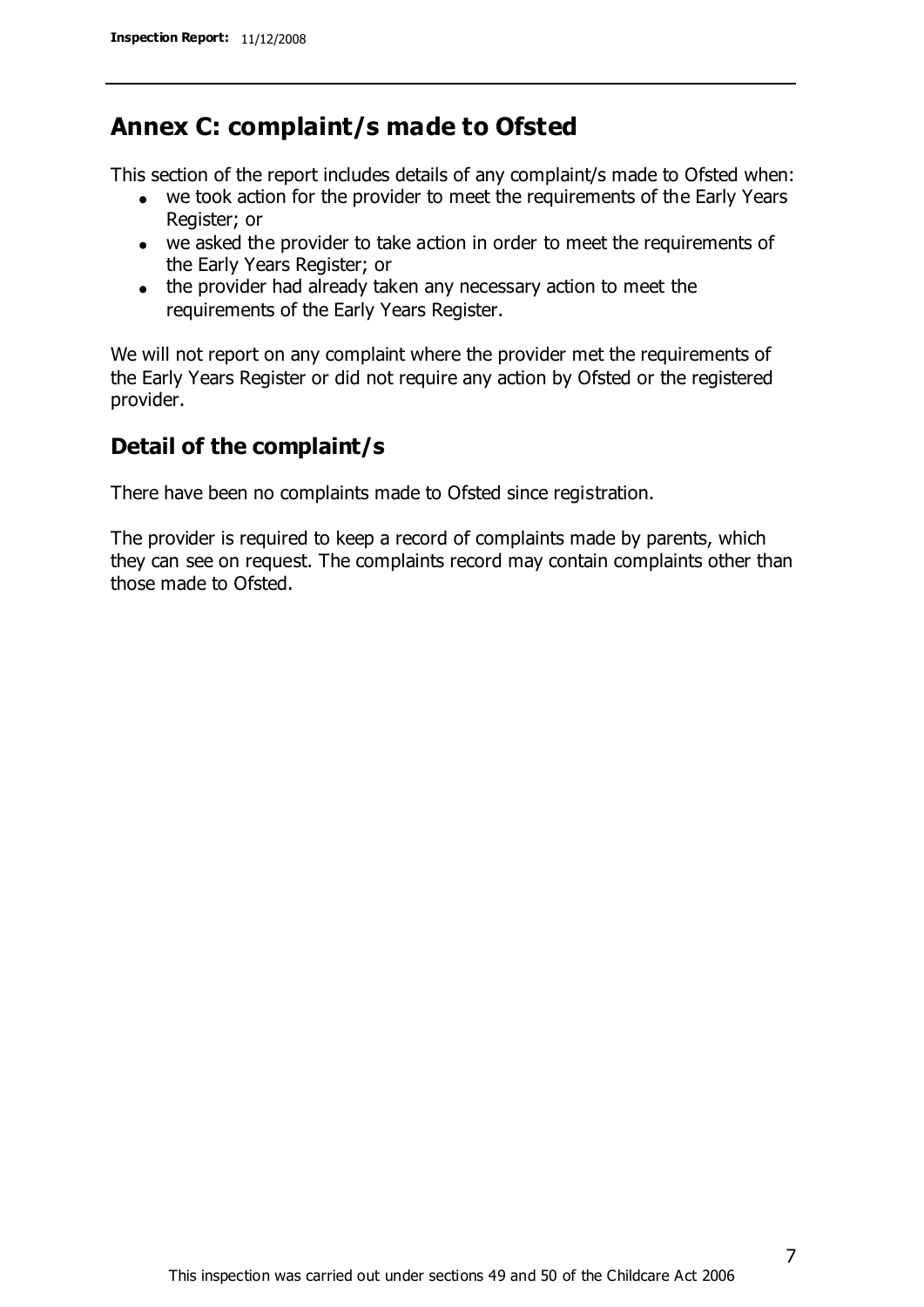# Annex C: complaint/s made to Ofsted

This section of the report includes details of any complaint/s made to Ofsted when:

- we took action for the provider to meet the requirements of the Early Years Register; or
- we asked the provider to take action in order to meet the requirements of the Early Years Register; or
- the provider had already taken any necessary action to meet the requirements of the Early Years Register.

We will not report on any complaint where the provider met the requirements of the Early Years Register or did not require any action by Ofsted or the registered provider.

## Detail of the complaint/s

There have been no complaints made to Ofsted since registration.

The provider is required to keep a record of complaints made by parents, which they can see on request. The complaints record may contain complaints other than those made to Ofsted.